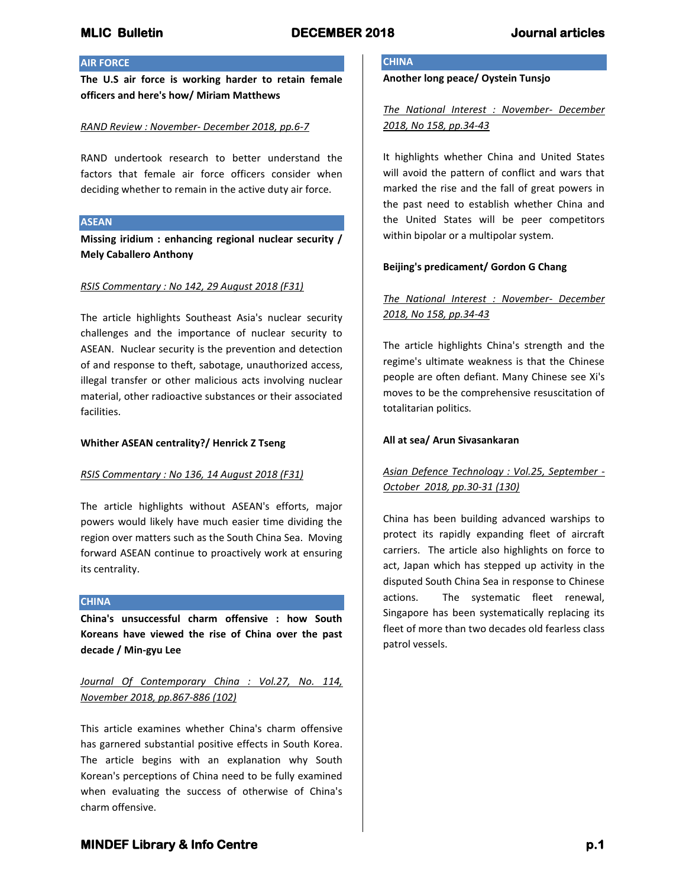## AIR FORCE

**The U.S air force is working harder to retain female officers and here's how/ Miriam Matthews**

*RAND Review : November- December 2018, pp.6-7*

RAND undertook research to better understand the factors that female air force officers consider when deciding whether to remain in the active duty air force.

## ASEAN

**Missing iridium : enhancing regional nuclear security / Mely Caballero Anthony**

*RSIS Commentary : No 142, 29 August 2018 (F31)*

The article highlights Southeast Asia's nuclear security challenges and the importance of nuclear security to ASEAN. Nuclear security is the prevention and detection of and response to theft, sabotage, unauthorized access, illegal transfer or other malicious acts involving nuclear material, other radioactive substances or their associated facilities.

**Whither ASEAN centrality?/ Henrick Z Tseng**

*RSIS Commentary : No 136, 14 August 2018 (F31)*

The article highlights without ASEAN's efforts, major powers would likely have much easier time dividing the region over matters such as the South China Sea. Moving forward ASEAN continue to proactively work at ensuring its centrality.

## CHINA

**China's unsuccessful charm offensive : how South Koreans have viewed the rise of China over the past decade / Min-gyu Lee**

*Journal Of Contemporary China : Vol.27, No. 114, November 2018, pp.867-886 (102)*

This article examines whether China's charm offensive has garnered substantial positive effects in South Korea. The article begins with an explanation why South Korean's perceptions of China need to be fully examined when evaluating the success of otherwise of China's charm offensive.

## CHINA

**Another long peace/ Oystein Tunsjo**

*The National Interest : November- December 2018, No 158, pp.34-43*

It highlights whether China and United States will avoid the pattern of conflict and wars that marked the rise and the fall of great powers in the past need to establish whether China and the United States will be peer competitors within bipolar or a multipolar system.

**Beijing's predicament/ Gordon G Chang**

*The National Interest : November- December 2018, No 158, pp.34-43*

The article highlights China's strength and the regime's ultimate weakness is that the Chinese people are often defiant. Many Chinese see Xi's moves to be the comprehensive resuscitation of totalitarian politics.

**All at sea/ Arun Sivasankaran**

*Asian Defence Technology : Vol.25, September - October 2018, pp.30-31 (130)*

China has been building advanced warships to protect its rapidly expanding fleet of aircraft carriers. The article also highlights on force to act, Japan which has stepped up activity in the disputed South China Sea in response to Chinese actions. The systematic fleet renewal, Singapore has been systematically replacing its fleet of more than two decades old fearless class patrol vessels.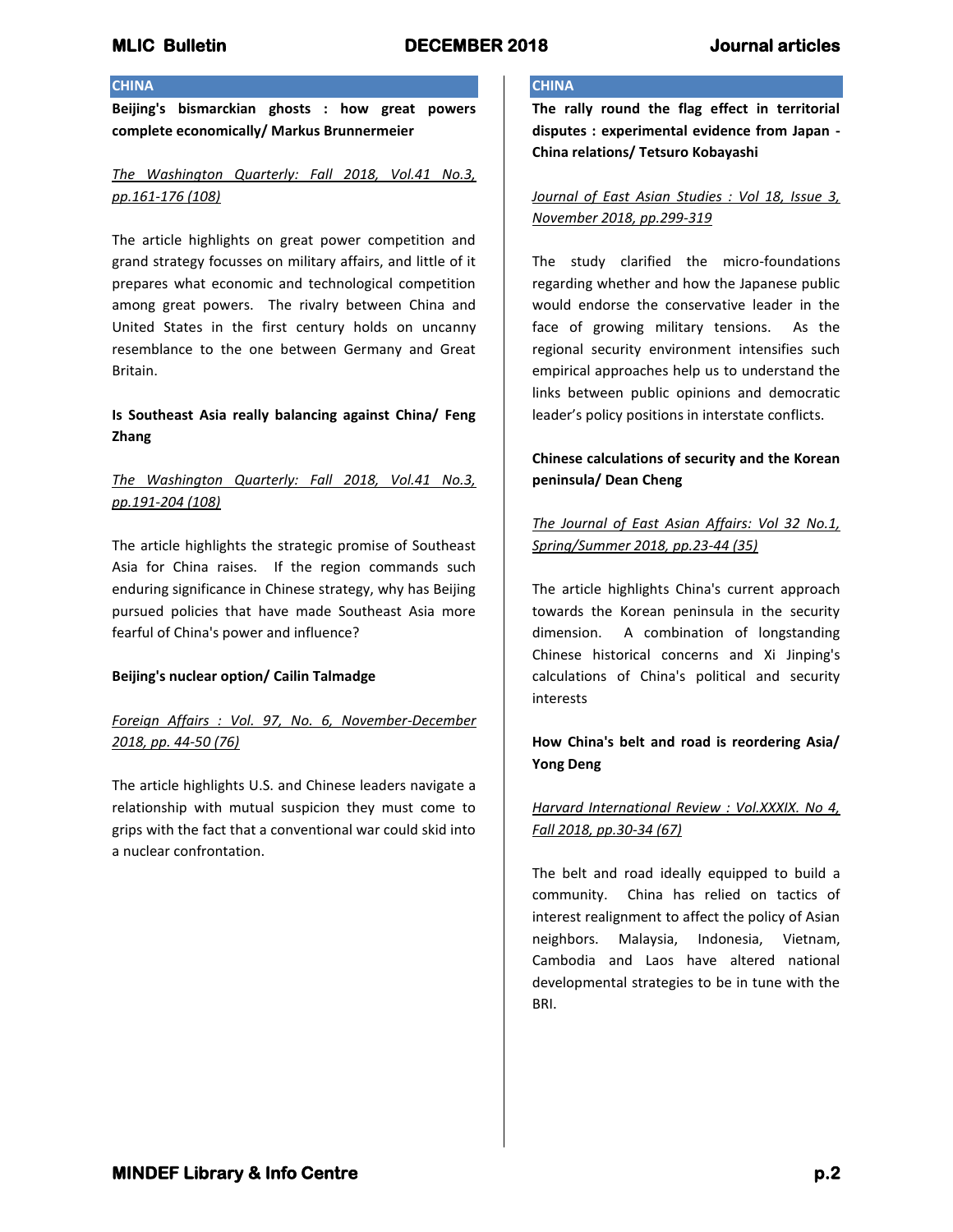## CHINA

**Beijing's bismarckian ghosts : how great powers complete economically/ Markus Brunnermeier**

*The Washington Quarterly: Fall 2018, Vol.41 No.3, pp.161-176 (108)*

The article highlights on great power competition and grand strategy focusses on military affairs, and little of it prepares what economic and technological competition among great powers. The rivalry between China and United States in the first century holds on uncanny resemblance to the one between Germany and Great Britain.

**Is Southeast Asia really balancing against China/ Feng Zhang**

*The Washington Quarterly: Fall 2018, Vol.41 No.3, pp.191-204 (108)*

The article highlights the strategic promise of Southeast Asia for China raises. If the region commands such enduring significance in Chinese strategy, why has Beijing pursued policies that have made Southeast Asia more fearful of China's power and influence?

**Beijing's nuclear option/ Cailin Talmadge**

*Foreign Affairs : Vol. 97, No. 6, November-December 2018, pp. 44-50 (76)*

The article highlights U.S. and Chinese leaders navigate a relationship with mutual suspicion they must come to grips with the fact that a conventional war could skid into a nuclear confrontation.

## CHINA

**The rally round the flag effect in territorial disputes : experimental evidence from Japan - China relations/ Tetsuro Kobayashi**

*Journal of East Asian Studies : Vol 18, Issue 3, November 2018, pp.299-319*

The study clarified the micro-foundations regarding whether and how the Japanese public would endorse the conservative leader in the face of growing military tensions. As the regional security environment intensifies such empirical approaches help us to understand the links between public opinions and democratic leader's policy positions in interstate conflicts.

**Chinese calculations of security and the Korean peninsula/ Dean Cheng**

*The Journal of East Asian Affairs: Vol 32 No.1, Spring/Summer 2018, pp.23-44 (35)*

The article highlights China's current approach towards the Korean peninsula in the security dimension. A combination of longstanding Chinese historical concerns and Xi Jinping's calculations of China's political and security interests

**How China's belt and road is reordering Asia/ Yong Deng**

*Harvard International Review : Vol.XXXIX. No 4, Fall 2018, pp.30-34 (67)*

The belt and road ideally equipped to build a community. China has relied on tactics of interest realignment to affect the policy of Asian neighbors. Malaysia, Indonesia, Vietnam, Cambodia and Laos have altered national developmental strategies to be in tune with the BRI.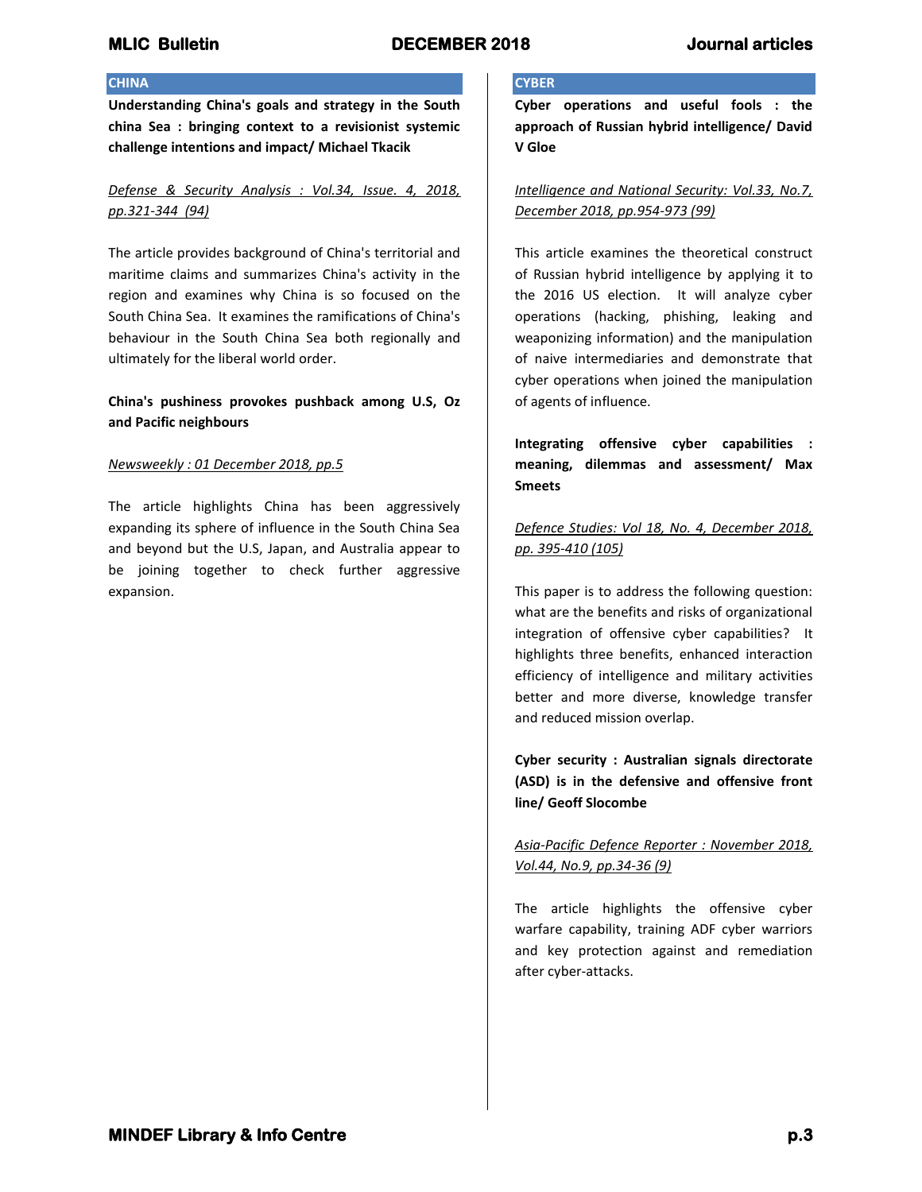## CHINA

**Understanding China's goals and strategy in the South china Sea : bringing context to a revisionist systemic challenge intentions and impact/ Michael Tkacik**

*Defense & Security Analysis : Vol.34, Issue. 4, 2018, pp.321-344 (94)*

The article provides background of China's territorial and maritime claims and summarizes China's activity in the region and examines why China is so focused on the South China Sea. It examines the ramifications of China's behaviour in the South China Sea both regionally and ultimately for the liberal world order.

**China's pushiness provokes pushback among U.S, Oz and Pacific neighbours**

*Newsweekly : 01 December 2018, pp.5*

The article highlights China has been aggressively expanding its sphere of influence in the South China Sea and beyond but the U.S, Japan, and Australia appear to be joining together to check further aggressive expansion.

## CYBER

**Cyber operations and useful fools : the approach of Russian hybrid intelligence/ David V Gloe**

*Intelligence and National Security: Vol.33, No.7, December 2018, pp.954-973 (99)*

This article examines the theoretical construct of Russian hybrid intelligence by applying it to the 2016 US election. It will analyze cyber operations (hacking, phishing, leaking and weaponizing information) and the manipulation of naive intermediaries and demonstrate that cyber operations when joined the manipulation of agents of influence.

**Integrating offensive cyber capabilities : meaning, dilemmas and assessment/ Max Smeets**

*Defence Studies: Vol 18, No. 4, December 2018, pp. 395-410 (105)*

This paper is to address the following question: what are the benefits and risks of organizational integration of offensive cyber capabilities? It highlights three benefits, enhanced interaction efficiency of intelligence and military activities better and more diverse, knowledge transfer and reduced mission overlap.

**Cyber security : Australian signals directorate (ASD) is in the defensive and offensive front line/ Geoff Slocombe**

*Asia-Pacific Defence Reporter : November 2018, Vol.44, No.9, pp.34-36 (9)*

The article highlights the offensive cyber warfare capability, training ADF cyber warriors and key protection against and remediation after cyber-attacks.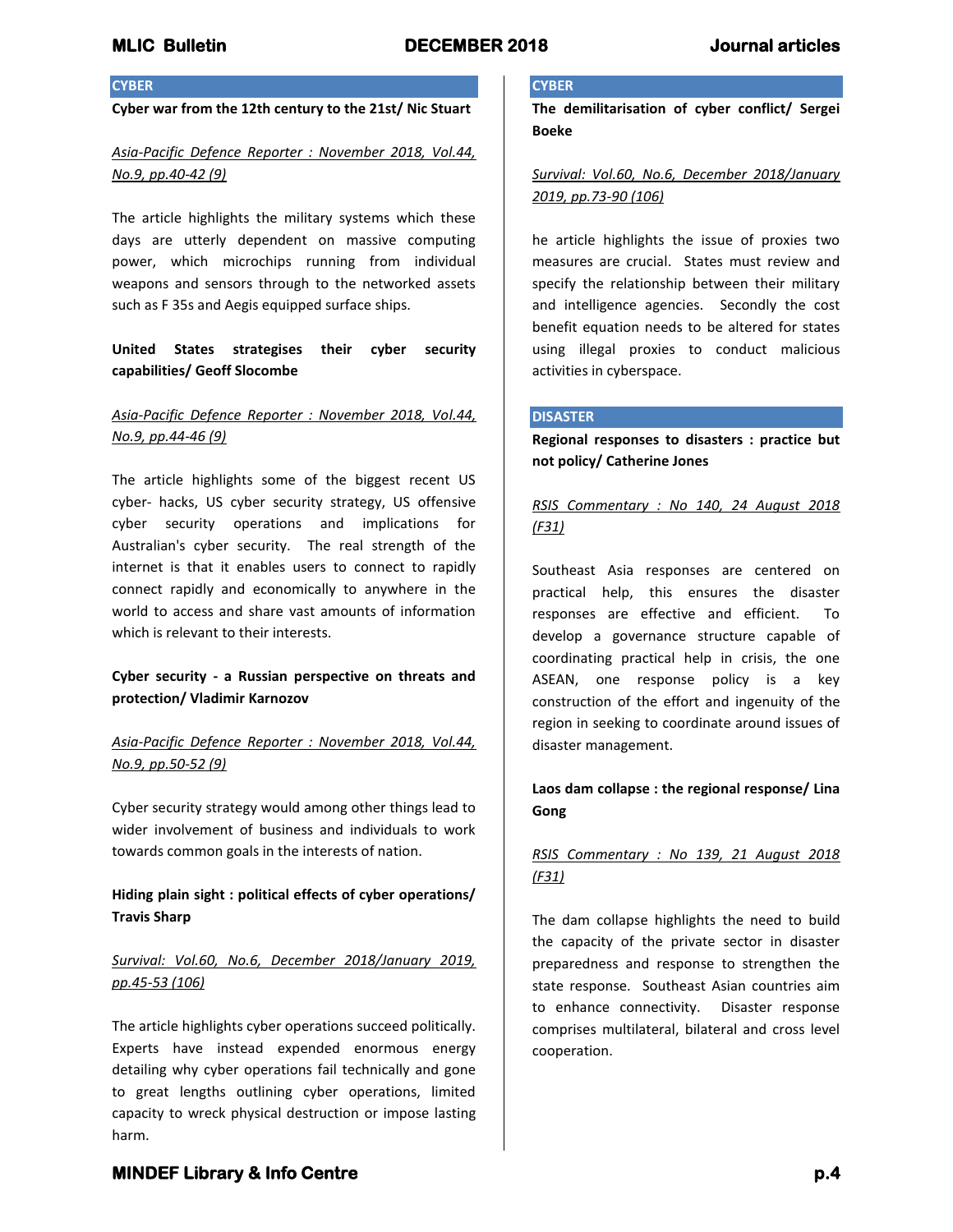## CYBER

**Cyber war from the 12th century to the 21st/ Nic Stuart**

*Asia-Pacific Defence Reporter : November 2018, Vol.44, No.9, pp.40-42 (9)*

The article highlights the military systems which these days are utterly dependent on massive computing power, which microchips running from individual weapons and sensors through to the networked assets such as F 35s and Aegis equipped surface ships.

**United States strategises their cyber security capabilities/ Geoff Slocombe**

*Asia-Pacific Defence Reporter : November 2018, Vol.44, No.9, pp.44-46 (9)*

The article highlights some of the biggest recent US cyber- hacks, US cyber security strategy, US offensive cyber security operations and implications for Australian's cyber security. The real strength of the internet is that it enables users to connect to rapidly connect rapidly and economically to anywhere in the world to access and share vast amounts of information which is relevant to their interests.

**Cyber security - a Russian perspective on threats and protection/ Vladimir Karnozov**

*Asia-Pacific Defence Reporter : November 2018, Vol.44, No.9, pp.50-52 (9)*

Cyber security strategy would among other things lead to wider involvement of business and individuals to work towards common goals in the interests of nation.

**Hiding plain sight : political effects of cyber operations/ Travis Sharp**

*Survival: Vol.60, No.6, December 2018/January 2019, pp.45-53 (106)*

The article highlights cyber operations succeed politically. Experts have instead expended enormous energy detailing why cyber operations fail technically and gone to great lengths outlining cyber operations, limited capacity to wreck physical destruction or impose lasting harm.

## CYBER

**The demilitarisation of cyber conflict/ Sergei Boeke**

*Survival: Vol.60, No.6, December 2018/January 2019, pp.73-90 (106)*

he article highlights the issue of proxies two measures are crucial. States must review and specify the relationship between their military and intelligence agencies. Secondly the cost benefit equation needs to be altered for states using illegal proxies to conduct malicious activities in cyberspace.

## DISASTER

**Regional responses to disasters : practice but not policy/ Catherine Jones**

*RSIS Commentary : No 140, 24 August 2018 (F31)*

Southeast Asia responses are centered on practical help, this ensures the disaster responses are effective and efficient. To develop a governance structure capable of coordinating practical help in crisis, the one ASEAN, one response policy is a key construction of the effort and ingenuity of the region in seeking to coordinate around issues of disaster management.

**Laos dam collapse : the regional response/ Lina Gong**

*RSIS Commentary : No 139, 21 August 2018 (F31)*

The dam collapse highlights the need to build the capacity of the private sector in disaster preparedness and response to strengthen the state response. Southeast Asian countries aim to enhance connectivity. Disaster response comprises multilateral, bilateral and cross level cooperation.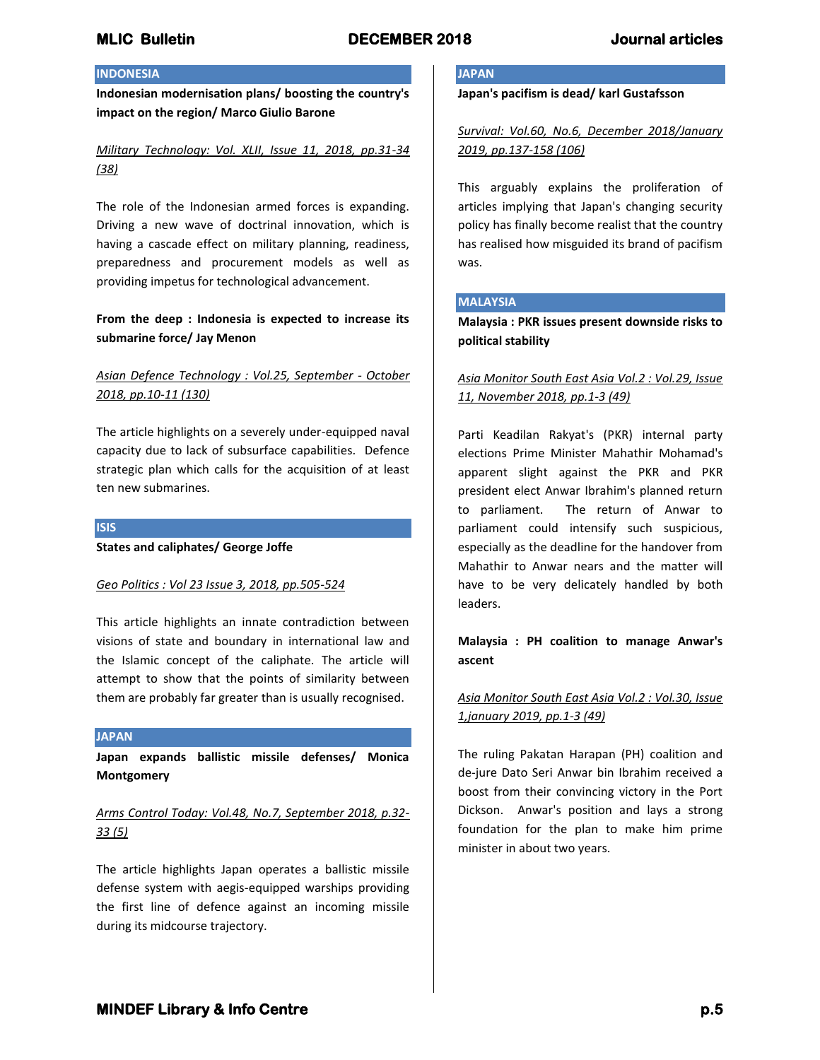## INDONESIA

**Indonesian modernisation plans/ boosting the country's impact on the region/ Marco Giulio Barone**

*Military Technology: Vol. XLII, Issue 11, 2018, pp.31-34 (38)*

The role of the Indonesian armed forces is expanding. Driving a new wave of doctrinal innovation, which is having a cascade effect on military planning, readiness, preparedness and procurement models as well as providing impetus for technological advancement.

**From the deep : Indonesia is expected to increase its submarine force/ Jay Menon**

*Asian Defence Technology : Vol.25, September - October 2018, pp.10-11 (130)*

The article highlights on a severely under-equipped naval capacity due to lack of subsurface capabilities. Defence strategic plan which calls for the acquisition of at least ten new submarines.

## ISIS

**States and caliphates/ George Joffe**

*Geo Politics : Vol 23 Issue 3, 2018, pp.505-524*

This article highlights an innate contradiction between visions of state and boundary in international law and the Islamic concept of the caliphate. The article will attempt to show that the points of similarity between them are probably far greater than is usually recognised.

## JAPAN

**Japan expands ballistic missile defenses/ Monica Montgomery**

*Arms Control Today: Vol.48, No.7, September 2018, p.32-33 (5)*

The article highlights Japan operates a ballistic missile defense system with aegis-equipped warships providing the first line of defence against an incoming missile during its midcourse trajectory.

## JAPAN

**Japan's pacifism is dead/ karl Gustafsson**

*Survival: Vol.60, No.6, December 2018/January 2019, pp.137-158 (106)*

This arguably explains the proliferation of articles implying that Japan's changing security policy has finally become realist that the country has realised how misguided its brand of pacifism was.

## MALAYSIA

**Malaysia : PKR issues present downside risks to political stability**

*Asia Monitor South East Asia Vol.2 : Vol.29, Issue 11, November 2018, pp.1-3 (49)*

Parti Keadilan Rakyat's (PKR) internal party elections Prime Minister Mahathir Mohamad's apparent slight against the PKR and PKR president elect Anwar Ibrahim's planned return to parliament. The return of Anwar to parliament could intensify such suspicious, especially as the deadline for the handover from Mahathir to Anwar nears and the matter will have to be very delicately handled by both leaders.

**Malaysia : PH coalition to manage Anwar's ascent**

*Asia Monitor South East Asia Vol.2 : Vol.30, Issue 1,january 2019, pp.1-3 (49)*

The ruling Pakatan Harapan (PH) coalition and de-jure Dato Seri Anwar bin Ibrahim received a boost from their convincing victory in the Port Dickson. Anwar's position and lays a strong foundation for the plan to make him prime minister in about two years.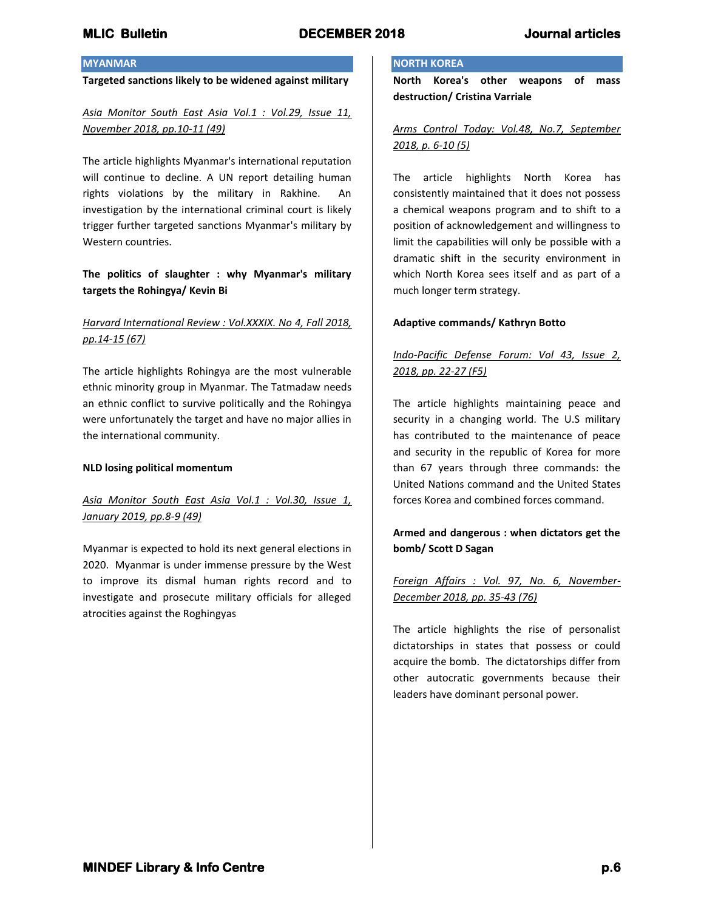## MYANMAR

**Targeted sanctions likely to be widened against military**

*Asia Monitor South East Asia Vol.1 : Vol.29, Issue 11, November 2018, pp.10-11 (49)*

The article highlights Myanmar's international reputation will continue to decline. A UN report detailing human rights violations by the military in Rakhine. An investigation by the international criminal court is likely trigger further targeted sanctions Myanmar's military by Western countries.

**The politics of slaughter : why Myanmar's military targets the Rohingya/ Kevin Bi**

*Harvard International Review : Vol.XXXIX. No 4, Fall 2018, pp.14-15 (67)*

The article highlights Rohingya are the most vulnerable ethnic minority group in Myanmar. The Tatmadaw needs an ethnic conflict to survive politically and the Rohingya were unfortunately the target and have no major allies in the international community.

**NLD losing political momentum**

*Asia Monitor South East Asia Vol.1 : Vol.30, Issue 1, January 2019, pp.8-9 (49)*

Myanmar is expected to hold its next general elections in 2020. Myanmar is under immense pressure by the West to improve its dismal human rights record and to investigate and prosecute military officials for alleged atrocities against the Roghingyas

## NORTH KOREA

**North Korea's other weapons of mass destruction/ Cristina Varriale**

*Arms Control Today: Vol.48, No.7, September 2018, p. 6-10 (5)*

The article highlights North Korea has consistently maintained that it does not possess a chemical weapons program and to shift to a position of acknowledgement and willingness to limit the capabilities will only be possible with a dramatic shift in the security environment in which North Korea sees itself and as part of a much longer term strategy.

**Adaptive commands/ Kathryn Botto**

*Indo-Pacific Defense Forum: Vol 43, Issue 2, 2018, pp. 22-27 (F5)*

The article highlights maintaining peace and security in a changing world. The U.S military has contributed to the maintenance of peace and security in the republic of Korea for more than 67 years through three commands: the United Nations command and the United States forces Korea and combined forces command.

**Armed and dangerous : when dictators get the bomb/ Scott D Sagan**

*Foreign Affairs : Vol. 97, No. 6, November-December 2018, pp. 35-43 (76)*

The article highlights the rise of personalist dictatorships in states that possess or could acquire the bomb. The dictatorships differ from other autocratic governments because their leaders have dominant personal power.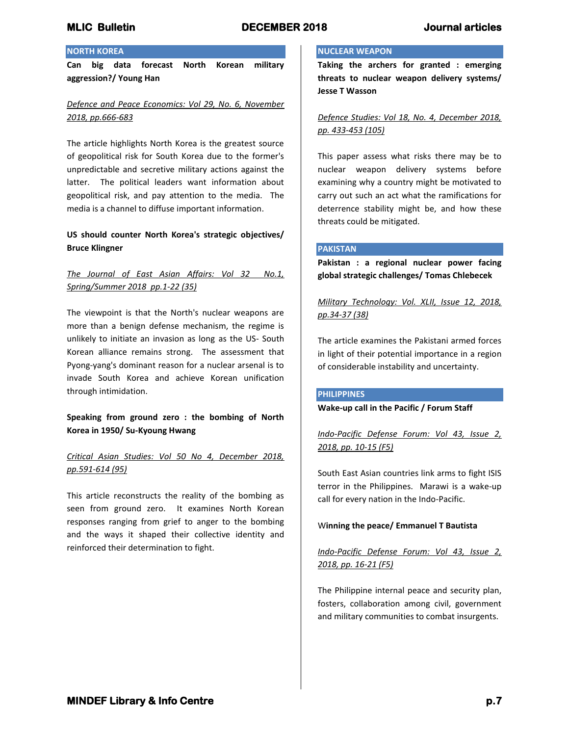## NORTH KOREA

**Can big data forecast North Korean military aggression?/ Young Han**

*Defence and Peace Economics: Vol 29, No. 6, November 2018, pp.666-683*

The article highlights North Korea is the greatest source of geopolitical risk for South Korea due to the former's unpredictable and secretive military actions against the latter. The political leaders want information about geopolitical risk, and pay attention to the media. The media is a channel to diffuse important information.

**US should counter North Korea's strategic objectives/ Bruce Klingner**

*The Journal of East Asian Affairs: Vol 32 No.1, Spring/Summer 2018 pp.1-22 (35)*

The viewpoint is that the North's nuclear weapons are more than a benign defense mechanism, the regime is unlikely to initiate an invasion as long as the US- South Korean alliance remains strong. The assessment that Pyong-yang's dominant reason for a nuclear arsenal is to invade South Korea and achieve Korean unification through intimidation.

**Speaking from ground zero : the bombing of North Korea in 1950/ Su-Kyoung Hwang**

*Critical Asian Studies: Vol 50 No 4, December 2018, pp.591-614 (95)*

This article reconstructs the reality of the bombing as seen from ground zero. It examines North Korean responses ranging from grief to anger to the bombing and the ways it shaped their collective identity and reinforced their determination to fight.

## NUCLEAR WEAPON

**Taking the archers for granted : emerging threats to nuclear weapon delivery systems/ Jesse T Wasson**

*Defence Studies: Vol 18, No. 4, December 2018, pp. 433-453 (105)*

This paper assess what risks there may be to nuclear weapon delivery systems before examining why a country might be motivated to carry out such an act what the ramifications for deterrence stability might be, and how these threats could be mitigated.

## PAKISTAN

**Pakistan : a regional nuclear power facing global strategic challenges/ Tomas Chlebecek**

*Military Technology: Vol. XLII, Issue 12, 2018, pp.34-37 (38)*

The article examines the Pakistani armed forces in light of their potential importance in a region of considerable instability and uncertainty.

## PHILIPPINES

**Wake-up call in the Pacific / Forum Staff**

*Indo-Pacific Defense Forum: Vol 43, Issue 2, 2018, pp. 10-15 (F5)*

South East Asian countries link arms to fight ISIS terror in the Philippines. Marawi is a wake-up call for every nation in the Indo-Pacific.

**Winning the peace/ Emmanuel T Bautista**

*Indo-Pacific Defense Forum: Vol 43, Issue 2, 2018, pp. 16-21 (F5)*

The Philippine internal peace and security plan, fosters, collaboration among civil, government and military communities to combat insurgents.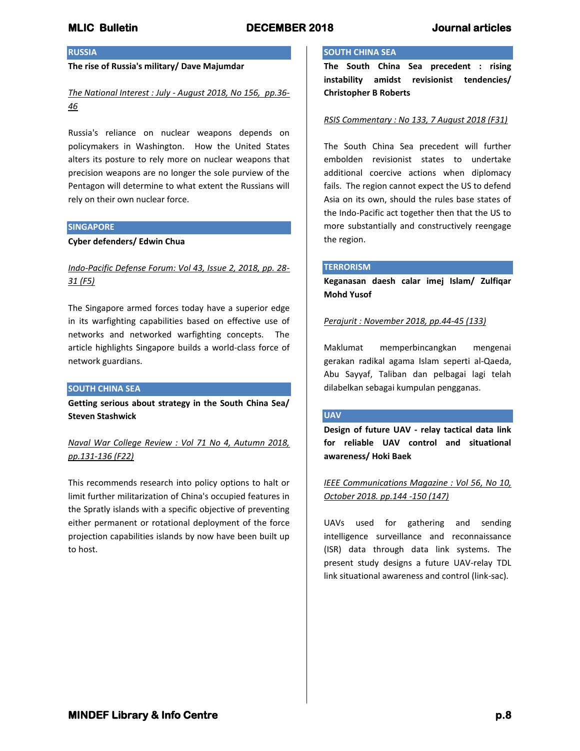## RUSSIA

**The rise of Russia's military/ Dave Majumdar**

*The National Interest : July - August 2018, No 156, pp.36-46*

Russia's reliance on nuclear weapons depends on policymakers in Washington. How the United States alters its posture to rely more on nuclear weapons that precision weapons are no longer the sole purview of the Pentagon will determine to what extent the Russians will rely on their own nuclear force.

## SINGAPORE

**Cyber defenders/ Edwin Chua**

*Indo-Pacific Defense Forum: Vol 43, Issue 2, 2018, pp. 28-31 (F5)*

The Singapore armed forces today have a superior edge in its warfighting capabilities based on effective use of networks and networked warfighting concepts. The article highlights Singapore builds a world-class force of network guardians.

## SOUTH CHINA SEA

**Getting serious about strategy in the South China Sea/ Steven Stashwick**

*Naval War College Review : Vol 71 No 4, Autumn 2018, pp.131-136 (F22)*

This recommends research into policy options to halt or limit further militarization of China's occupied features in the Spratly islands with a specific objective of preventing either permanent or rotational deployment of the force projection capabilities islands by now have been built up to host.

## SOUTH CHINA SEA

**The South China Sea precedent : rising instability amidst revisionist tendencies/ Christopher B Roberts**

*RSIS Commentary : No 133, 7 August 2018 (F31)*

The South China Sea precedent will further embolden revisionist states to undertake additional coercive actions when diplomacy fails. The region cannot expect the US to defend Asia on its own, should the rules base states of the Indo-Pacific act together then that the US to more substantially and constructively reengage the region.

## TERRORISM

**Keganasan daesh calar imej Islam/ Zulfiqar Mohd Yusof**

*Perajurit : November 2018, pp.44-45 (133)*

Maklumat memperbincangkan mengenai gerakan radikal agama Islam seperti al-Qaeda, Abu Sayyaf, Taliban dan pelbagai lagi telah dilabelkan sebagai kumpulan pengganas.

## UAV

**Design of future UAV - relay tactical data link for reliable UAV control and situational awareness/ Hoki Baek**

*IEEE Communications Magazine : Vol 56, No 10, October 2018. pp.144 -150 (147)*

UAVs used for gathering and sending intelligence surveillance and reconnaissance (ISR) data through data link systems. The present study designs a future UAV-relay TDL link situational awareness and control (link-sac).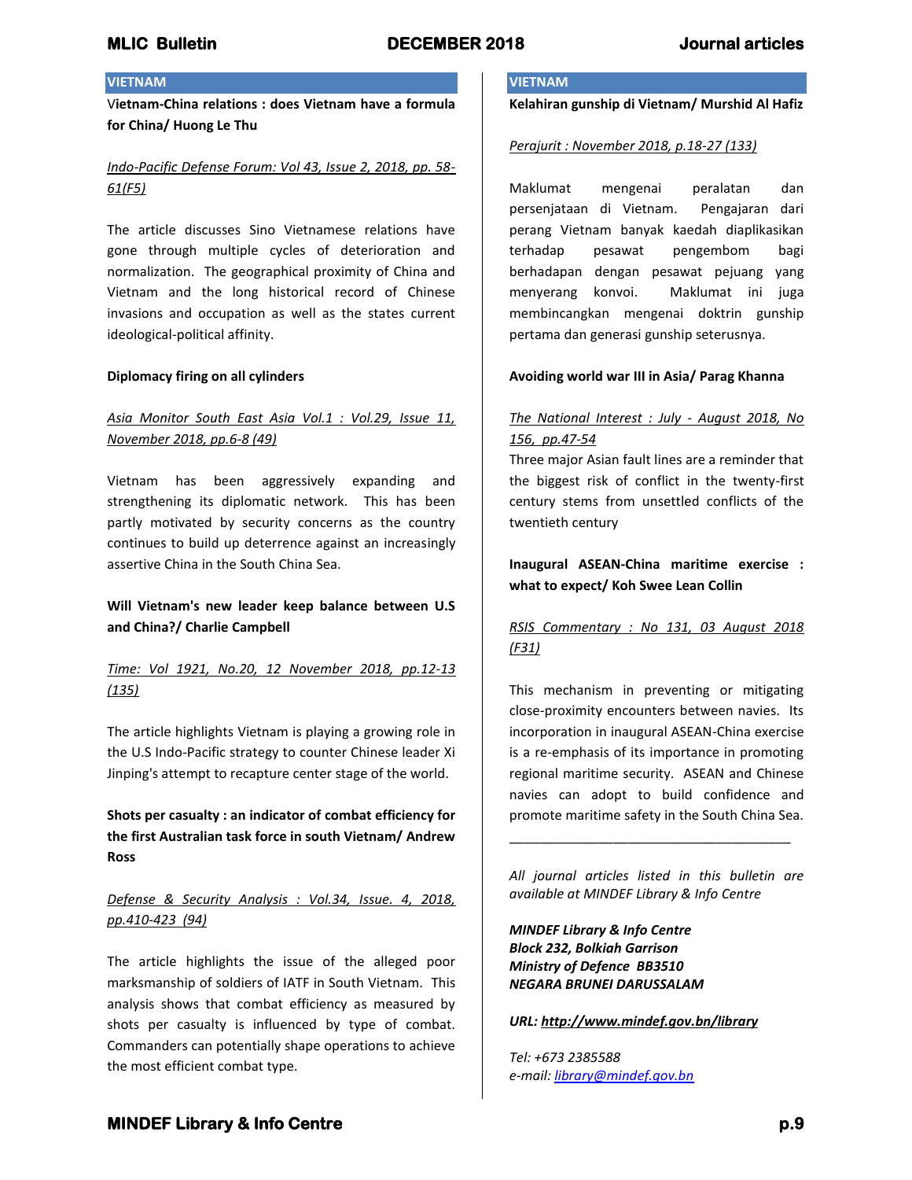## VIETNAM

**Vietnam-China relations : does Vietnam have a formula for China/ Huong Le Thu**

*Indo-Pacific Defense Forum: Vol 43, Issue 2, 2018, pp. 58-61(F5)*

The article discusses Sino Vietnamese relations have gone through multiple cycles of deterioration and normalization. The geographical proximity of China and Vietnam and the long historical record of Chinese invasions and occupation as well as the states current ideological-political affinity.

**Diplomacy firing on all cylinders**

*Asia Monitor South East Asia Vol.1 : Vol.29, Issue 11, November 2018, pp.6-8 (49)*

Vietnam has been aggressively expanding and strengthening its diplomatic network. This has been partly motivated by security concerns as the country continues to build up deterrence against an increasingly assertive China in the South China Sea.

**Will Vietnam's new leader keep balance between U.S and China?/ Charlie Campbell**

*Time: Vol 1921, No.20, 12 November 2018, pp.12-13 (135)*

The article highlights Vietnam is playing a growing role in the U.S Indo-Pacific strategy to counter Chinese leader Xi Jinping's attempt to recapture center stage of the world.

**Shots per casualty : an indicator of combat efficiency for the first Australian task force in south Vietnam/ Andrew Ross**

*Defense & Security Analysis : Vol.34, Issue. 4, 2018, pp.410-423 (94)*

The article highlights the issue of the alleged poor marksmanship of soldiers of IATF in South Vietnam. This analysis shows that combat efficiency as measured by shots per casualty is influenced by type of combat. Commanders can potentially shape operations to achieve the most efficient combat type.

## VIETNAM

**Kelahiran gunship di Vietnam/ Murshid Al Hafiz**

*Perajurit : November 2018, p.18-27 (133)*

Maklumat mengenai peralatan dan persenjataan di Vietnam. Pengajaran dari perang Vietnam banyak kaedah diaplikasikan terhadap pesawat pengembom bagi berhadapan dengan pesawat pejuang yang menyerang konvoi. Maklumat ini juga membincangkan mengenai doktrin gunship pertama dan generasi gunship seterusnya.

**Avoiding world war III in Asia/ Parag Khanna**

*The National Interest : July - August 2018, No 156, pp.47-54*

Three major Asian fault lines are a reminder that the biggest risk of conflict in the twenty-first century stems from unsettled conflicts of the twentieth century

**Inaugural ASEAN-China maritime exercise : what to expect/ Koh Swee Lean Collin**

*RSIS Commentary : No 131, 03 August 2018 (F31)*

This mechanism in preventing or mitigating close-proximity encounters between navies. Its incorporation in inaugural ASEAN-China exercise is a re-emphasis of its importance in promoting regional maritime security. ASEAN and Chinese navies can adopt to build confidence and promote maritime safety in the South China Sea.

---

*All journal articles listed in this bulletin are available at MINDEF Library & Info Centre*

***MINDEF Library & Info Centre***
***Block 232, Bolkiah Garrison***
***Ministry of Defence BB3510***
***NEGARA BRUNEI DARUSSALAM***

***URL: http://www.mindef.gov.bn/library***

*Tel: +673 2385588*
*e-mail: library@mindef.gov.bn*